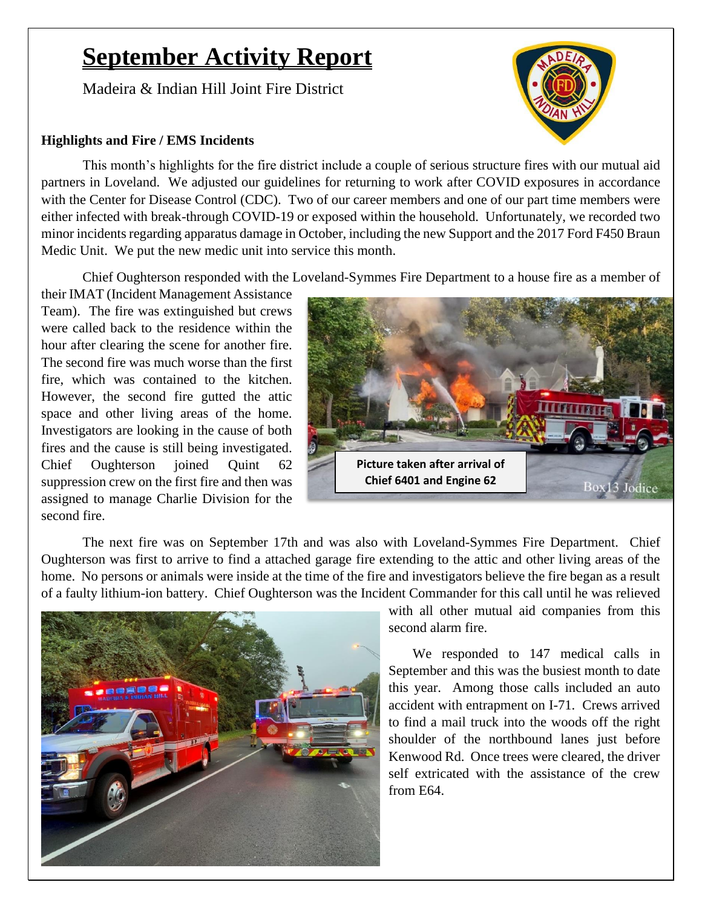# September Activity Report

Madeira & Indian Hill Joint Fire District

**Highlights and Fire / EMS Incidents**

This month's highlights for the fire district include a couple of serious structure fires with our mutual aid partners in Loveland. We adjusted our guidelines for returning to work after COVID exposures in accordance with the Center for Disease Control (CDC). Two of our career members and one of our part time members were either infected with break-through COVID-19 or exposed within the household. Unfortunately, we recorded two minor incidents regarding apparatus damage in October, including the new Support and the 2017 Ford F450 Braun Medic Unit. We put the new medic unit into service this month.

Chief Oughterson responded with the Loveland-Symmes Fire Department to a house fire as a member of their IMAT (Incident Management Assistance Team). The fire was extinguished but crews were called back to the residence within the hour after clearing the scene for another fire. The second fire was much worse than the first fire, which was contained to the kitchen. However, the second fire gutted the attic space and other living areas of the home. Investigators are looking in the cause of both fires and the cause is still being investigated. Chief Oughterson joined Quint 62 suppression crew on the first fire and then was assigned to manage Charlie Division for the second fire.

Picture taken after arrival of Chief 6401 and Engine 62

The next fire was on September 17th and was also with Loveland-Symmes Fire Department. Chief Oughterson was first to arrive to find a attached garage fire extending to the attic and other living areas of the home. No persons or animals were inside at the time of the fire and investigators believe the fire began as a result of a faulty lithium-ion battery. Chief Oughterson was the Incident Commander for this call until he was relieved with all other mutual aid companies from this second alarm fire.

We responded to 147 medical calls in September and this was the busiest month to date this year. Among those calls included an auto accident with entrapment on I-71. Crews arrived to find a mail truck into the woods off the right shoulder of the northbound lanes just before Kenwood Rd. Once trees were cleared, the driver self extricated with the assistance of the crew from E64.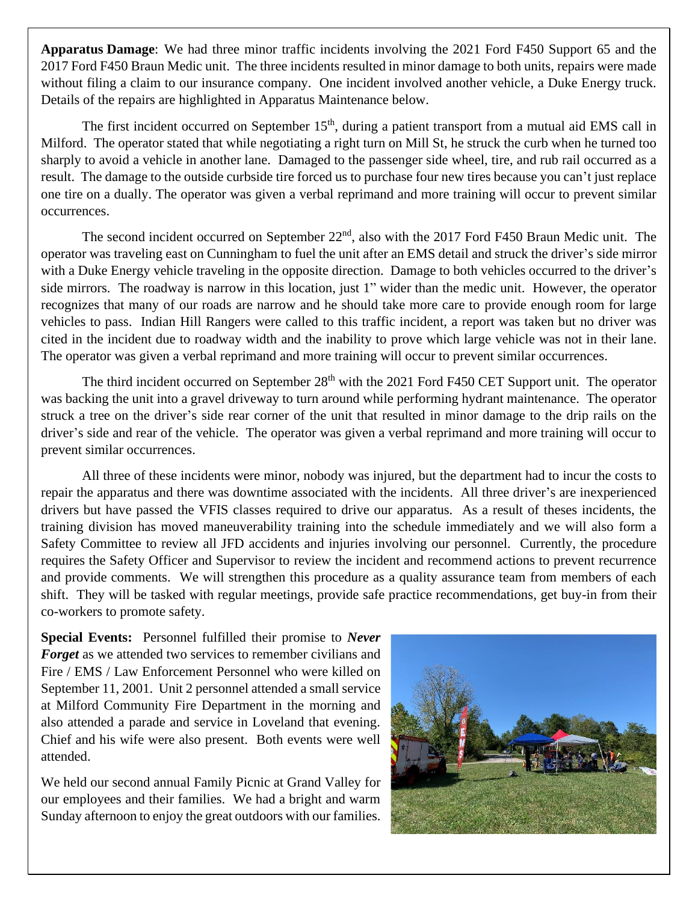**Apparatus Damage**: We had three minor traffic incidents involving the 2021 Ford F450 Support 65 and the 2017 Ford F450 Braun Medic unit. The three incidents resulted in minor damage to both units, repairs were made without filing a claim to our insurance company. One incident involved another vehicle, a Duke Energy truck. Details of the repairs are highlighted in Apparatus Maintenance below.

The first incident occurred on September 15th, during a patient transport from a mutual aid EMS call in Milford. The operator stated that while negotiating a right turn on Mill St, he struck the curb when he turned too sharply to avoid a vehicle in another lane. Damaged to the passenger side wheel, tire, and rub rail occurred as a result. The damage to the outside curbside tire forced us to purchase four new tires because you can't just replace one tire on a dually. The operator was given a verbal reprimand and more training will occur to prevent similar occurrences.

The second incident occurred on September 22nd, also with the 2017 Ford F450 Braun Medic unit. The operator was traveling east on Cunningham to fuel the unit after an EMS detail and struck the driver's side mirror with a Duke Energy vehicle traveling in the opposite direction. Damage to both vehicles occurred to the driver's side mirrors. The roadway is narrow in this location, just 1" wider than the medic unit. However, the operator recognizes that many of our roads are narrow and he should take more care to provide enough room for large vehicles to pass. Indian Hill Rangers were called to this traffic incident, a report was taken but no driver was cited in the incident due to roadway width and the inability to prove which large vehicle was not in their lane. The operator was given a verbal reprimand and more training will occur to prevent similar occurrences.

The third incident occurred on September 28th with the 2021 Ford F450 CET Support unit. The operator was backing the unit into a gravel driveway to turn around while performing hydrant maintenance. The operator struck a tree on the driver's side rear corner of the unit that resulted in minor damage to the drip rails on the driver's side and rear of the vehicle. The operator was given a verbal reprimand and more training will occur to prevent similar occurrences.

All three of these incidents were minor, nobody was injured, but the department had to incur the costs to repair the apparatus and there was downtime associated with the incidents. All three driver's are inexperienced drivers but have passed the VFIS classes required to drive our apparatus. As a result of theses incidents, the training division has moved maneuverability training into the schedule immediately and we will also form a Safety Committee to review all JFD accidents and injuries involving our personnel. Currently, the procedure requires the Safety Officer and Supervisor to review the incident and recommend actions to prevent recurrence and provide comments. We will strengthen this procedure as a quality assurance team from members of each shift. They will be tasked with regular meetings, provide safe practice recommendations, get buy-in from their co-workers to promote safety.

**Special Events:** Personnel fulfilled their promise to ***Never Forget*** as we attended two services to remember civilians and Fire / EMS / Law Enforcement Personnel who were killed on September 11, 2001. Unit 2 personnel attended a small service at Milford Community Fire Department in the morning and also attended a parade and service in Loveland that evening. Chief and his wife were also present. Both events were well attended.

We held our second annual Family Picnic at Grand Valley for our employees and their families. We had a bright and warm Sunday afternoon to enjoy the great outdoors with our families.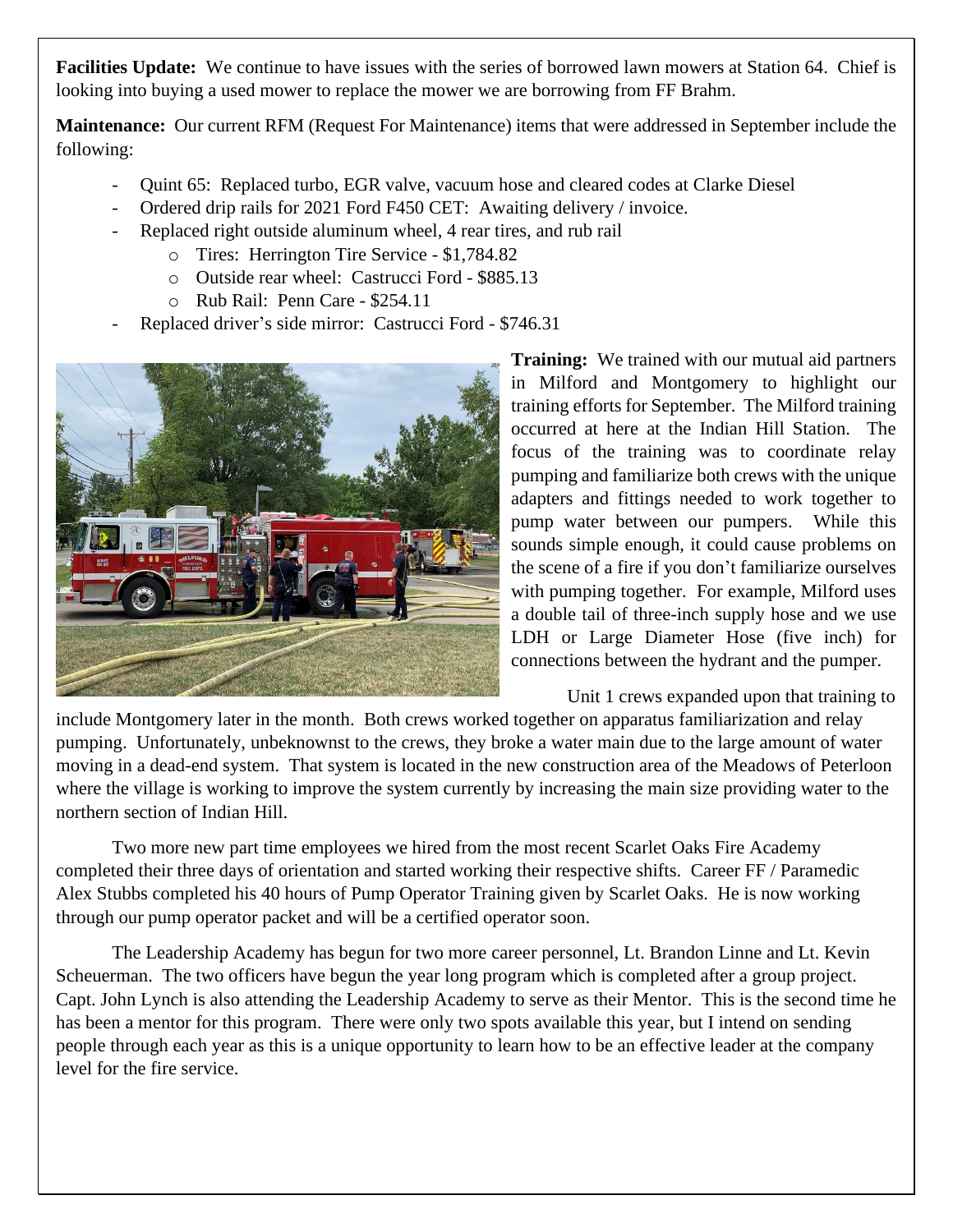**Facilities Update:** We continue to have issues with the series of borrowed lawn mowers at Station 64. Chief is looking into buying a used mower to replace the mower we are borrowing from FF Brahm.

**Maintenance:** Our current RFM (Request For Maintenance) items that were addressed in September include the following:

- Quint 65: Replaced turbo, EGR valve, vacuum hose and cleared codes at Clarke Diesel
- Ordered drip rails for 2021 Ford F450 CET: Awaiting delivery / invoice.
- Replaced right outside aluminum wheel, 4 rear tires, and rub rail
    - Tires: Herrington Tire Service - $1,784.82
    - Outside rear wheel: Castrucci Ford - $885.13
    - Rub Rail: Penn Care - $254.11
- Replaced driver's side mirror: Castrucci Ford - $746.31

**Training:** We trained with our mutual aid partners in Milford and Montgomery to highlight our training efforts for September. The Milford training occurred at here at the Indian Hill Station. The focus of the training was to coordinate relay pumping and familiarize both crews with the unique adapters and fittings needed to work together to pump water between our pumpers. While this sounds simple enough, it could cause problems on the scene of a fire if you don't familiarize ourselves with pumping together. For example, Milford uses a double tail of three-inch supply hose and we use LDH or Large Diameter Hose (five inch) for connections between the hydrant and the pumper.

Unit 1 crews expanded upon that training to include Montgomery later in the month. Both crews worked together on apparatus familiarization and relay pumping. Unfortunately, unbeknownst to the crews, they broke a water main due to the large amount of water moving in a dead-end system. That system is located in the new construction area of the Meadows of Peterloon where the village is working to improve the system currently by increasing the main size providing water to the northern section of Indian Hill.

Two more new part time employees we hired from the most recent Scarlet Oaks Fire Academy completed their three days of orientation and started working their respective shifts. Career FF / Paramedic Alex Stubbs completed his 40 hours of Pump Operator Training given by Scarlet Oaks. He is now working through our pump operator packet and will be a certified operator soon.

The Leadership Academy has begun for two more career personnel, Lt. Brandon Linne and Lt. Kevin Scheuerman. The two officers have begun the year long program which is completed after a group project. Capt. John Lynch is also attending the Leadership Academy to serve as their Mentor. This is the second time he has been a mentor for this program. There were only two spots available this year, but I intend on sending people through each year as this is a unique opportunity to learn how to be an effective leader at the company level for the fire service.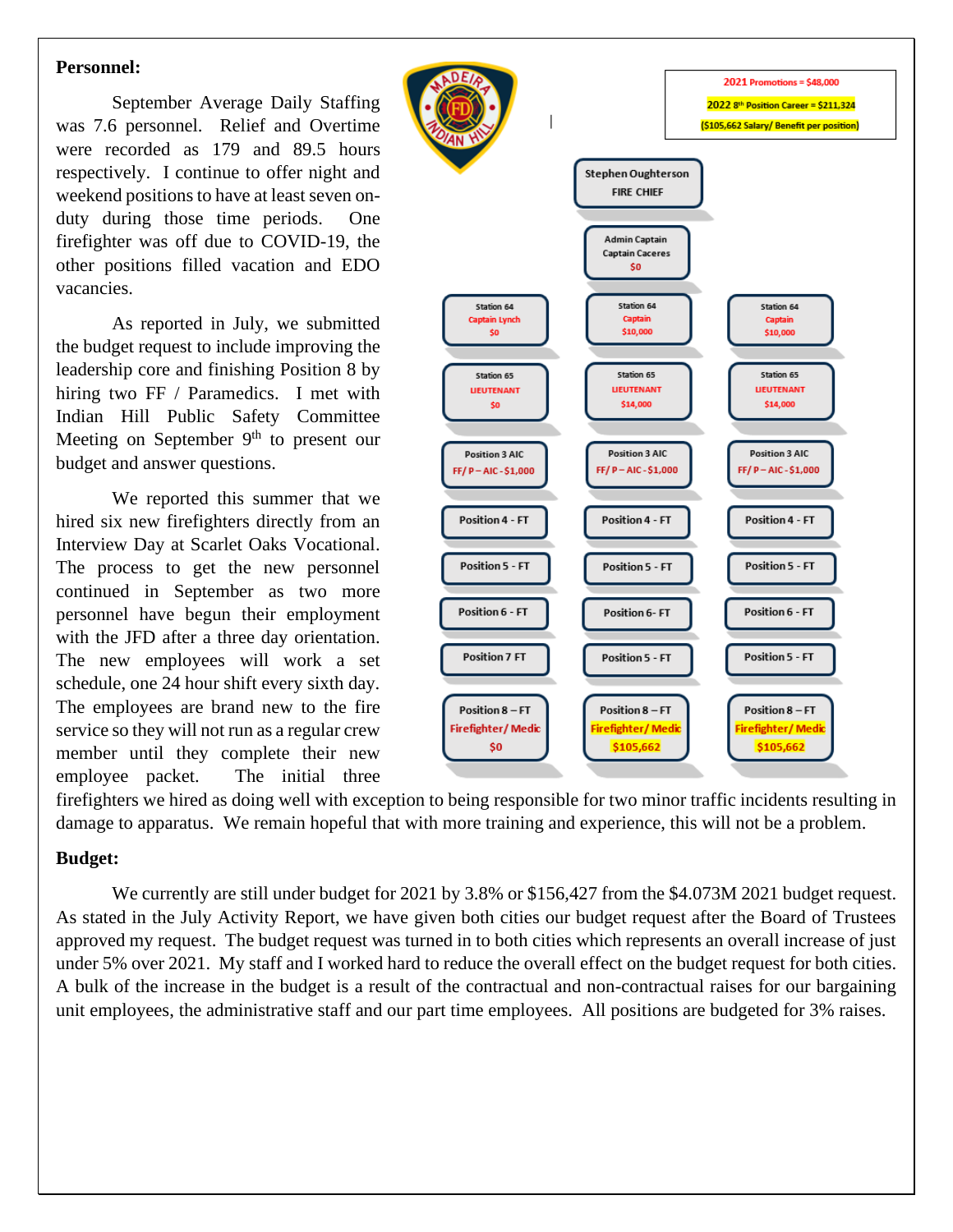**Personnel:**

September Average Daily Staffing was 7.6 personnel. Relief and Overtime were recorded as 179 and 89.5 hours respectively. I continue to offer night and weekend positions to have at least seven on-duty during those time periods. One firefighter was off due to COVID-19, the other positions filled vacation and EDO vacancies.

As reported in July, we submitted the budget request to include improving the leadership core and finishing Position 8 by hiring two FF / Paramedics. I met with Indian Hill Public Safety Committee Meeting on September 9th to present our budget and answer questions.

We reported this summer that we hired six new firefighters directly from an Interview Day at Scarlet Oaks Vocational. The process to get the new personnel continued in September as two more personnel have begun their employment with the JFD after a three day orientation. The new employees will work a set schedule, one 24 hour shift every sixth day. The employees are brand new to the fire service so they will not run as a regular crew member until they complete their new employee packet. The initial three firefighters we hired as doing well with exception to being responsible for two minor traffic incidents resulting in damage to apparatus. We remain hopeful that with more training and experience, this will not be a problem.

2021 Promotions = $48,000

2022 8th Position Career = $211,324

($105,662 Salary/ Benefit per position)

Stephen Oughterson
FIRE CHIEF

Admin Captain
Captain Caceres
$0

| | | |
|---|---|---|
| Station 64 Captain Lynch $0 | Station 64 Captain $10,000 | Station 64 Captain $10,000 |
| Station 65 LIEUTENANT $0 | Station 65 LIEUTENANT $14,000 | Station 65 LIEUTENANT $14,000 |
| Position 3 AIC FF/ P – AIC - $1,000 | Position 3 AIC FF/ P – AIC - $1,000 | Position 3 AIC FF/ P – AIC - $1,000 |
| Position 4 - FT | Position 4 - FT | Position 4 - FT |
| Position 5 - FT | Position 5 - FT | Position 5 - FT |
| Position 6 - FT | Position 6- FT | Position 6 - FT |
| Position 7 FT | Position 5 - FT | Position 5 - FT |
| Position 8 – FT Firefighter/ Medic $0 | Position 8 – FT Firefighter/ Medic $105,662 | Position 8 – FT Firefighter/ Medic $105,662 |

**Budget:**

We currently are still under budget for 2021 by 3.8% or $156,427 from the $4.073M 2021 budget request. As stated in the July Activity Report, we have given both cities our budget request after the Board of Trustees approved my request. The budget request was turned in to both cities which represents an overall increase of just under 5% over 2021. My staff and I worked hard to reduce the overall effect on the budget request for both cities. A bulk of the increase in the budget is a result of the contractual and non-contractual raises for our bargaining unit employees, the administrative staff and our part time employees. All positions are budgeted for 3% raises.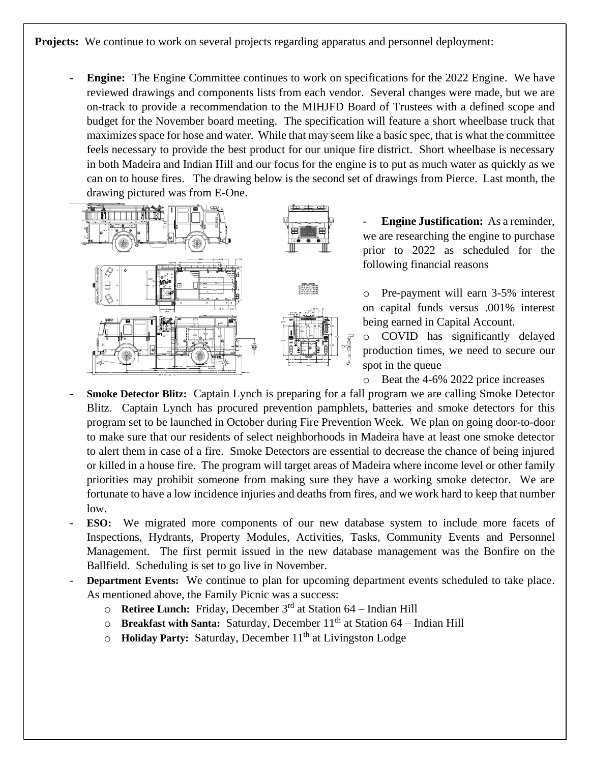**Projects:** We continue to work on several projects regarding apparatus and personnel deployment:

- **Engine:** The Engine Committee continues to work on specifications for the 2022 Engine. We have reviewed drawings and components lists from each vendor. Several changes were made, but we are on-track to provide a recommendation to the MIHJFD Board of Trustees with a defined scope and budget for the November board meeting. The specification will feature a short wheelbase truck that maximizes space for hose and water. While that may seem like a basic spec, that is what the committee feels necessary to provide the best product for our unique fire district. Short wheelbase is necessary in both Madeira and Indian Hill and our focus for the engine is to put as much water as quickly as we can on to house fires. The drawing below is the second set of drawings from Pierce. Last month, the drawing pictured was from E-One.

- **Engine Justification:** As a reminder, we are researching the engine to purchase prior to 2022 as scheduled for the following financial reasons
  - Pre-payment will earn 3-5% interest on capital funds versus .001% interest being earned in Capital Account.
  - COVID has significantly delayed production times, we need to secure our spot in the queue
  - Beat the 4-6% 2022 price increases

- **Smoke Detector Blitz:** Captain Lynch is preparing for a fall program we are calling Smoke Detector Blitz. Captain Lynch has procured prevention pamphlets, batteries and smoke detectors for this program set to be launched in October during Fire Prevention Week. We plan on going door-to-door to make sure that our residents of select neighborhoods in Madeira have at least one smoke detector to alert them in case of a fire. Smoke Detectors are essential to decrease the chance of being injured or killed in a house fire. The program will target areas of Madeira where income level or other family priorities may prohibit someone from making sure they have a working smoke detector. We are fortunate to have a low incidence injuries and deaths from fires, and we work hard to keep that number low.

- **ESO:** We migrated more components of our new database system to include more facets of Inspections, Hydrants, Property Modules, Activities, Tasks, Community Events and Personnel Management. The first permit issued in the new database management was the Bonfire on the Ballfield. Scheduling is set to go live in November.

- **Department Events:** We continue to plan for upcoming department events scheduled to take place. As mentioned above, the Family Picnic was a success:
  - **Retiree Lunch:** Friday, December 3rd at Station 64 – Indian Hill
  - **Breakfast with Santa:** Saturday, December 11th at Station 64 – Indian Hill
  - **Holiday Party:** Saturday, December 11th at Livingston Lodge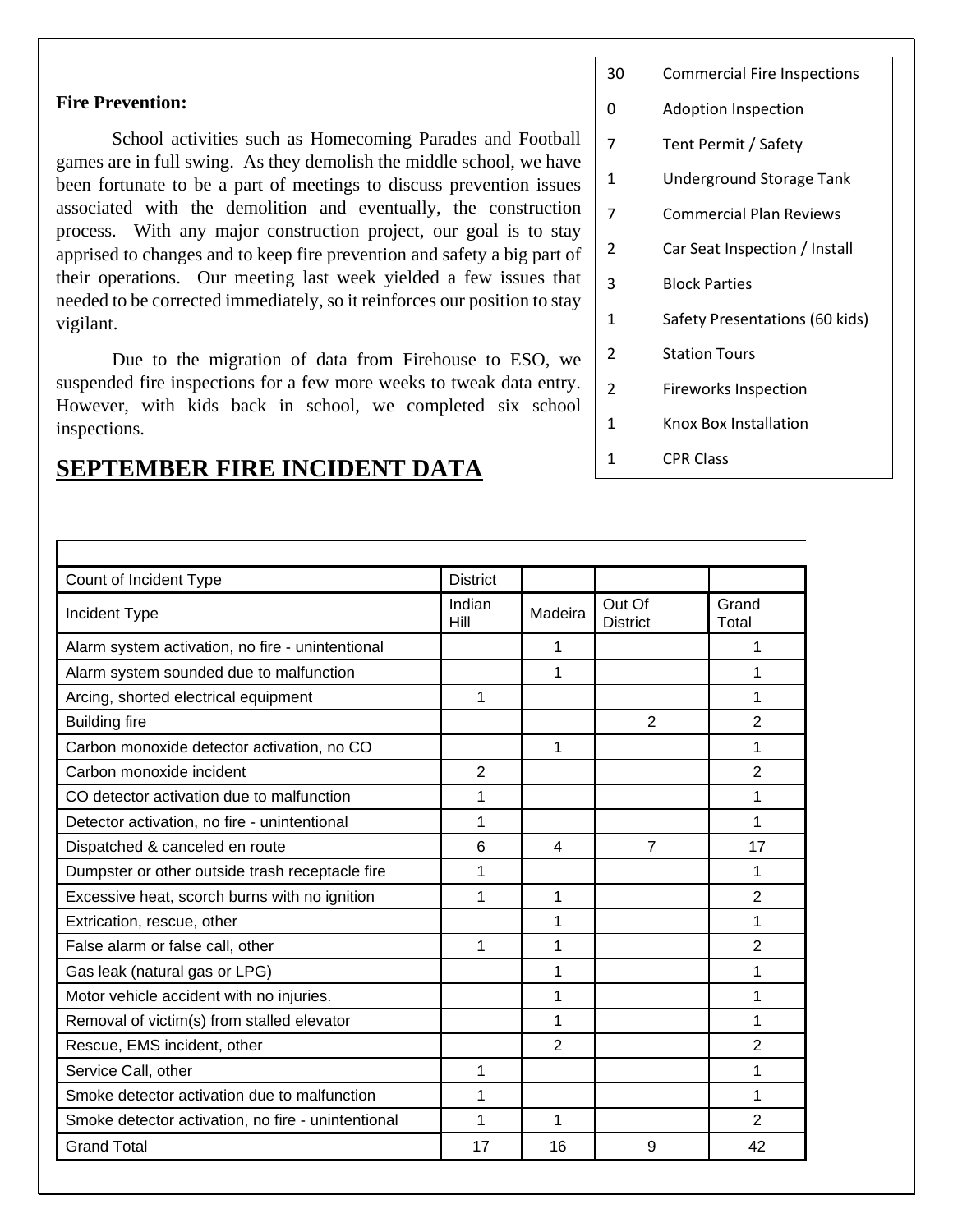**Fire Prevention:**

School activities such as Homecoming Parades and Football games are in full swing. As they demolish the middle school, we have been fortunate to be a part of meetings to discuss prevention issues associated with the demolition and eventually, the construction process. With any major construction project, our goal is to stay apprised to changes and to keep fire prevention and safety a big part of their operations. Our meeting last week yielded a few issues that needed to be corrected immediately, so it reinforces our position to stay vigilant.

Due to the migration of data from Firehouse to ESO, we suspended fire inspections for a few more weeks to tweak data entry. However, with kids back in school, we completed six school inspections.

| | |
|---|---|
| 30 | Commercial Fire Inspections |
| 0 | Adoption Inspection |
| 7 | Tent Permit / Safety |
| 1 | Underground Storage Tank |
| 7 | Commercial Plan Reviews |
| 2 | Car Seat Inspection / Install |
| 3 | Block Parties |
| 1 | Safety Presentations (60 kids) |
| 2 | Station Tours |
| 2 | Fireworks Inspection |
| 1 | Knox Box Installation |
| 1 | CPR Class |

## SEPTEMBER FIRE INCIDENT DATA

| Count of Incident Type | District | | | |
|---|---|---|---|---|
| Incident Type | Indian Hill | Madeira | Out Of District | Grand Total |
| Alarm system activation, no fire - unintentional | | 1 | | 1 |
| Alarm system sounded due to malfunction | | 1 | | 1 |
| Arcing, shorted electrical equipment | 1 | | | 1 |
| Building fire | | | 2 | 2 |
| Carbon monoxide detector activation, no CO | | 1 | | 1 |
| Carbon monoxide incident | 2 | | | 2 |
| CO detector activation due to malfunction | 1 | | | 1 |
| Detector activation, no fire - unintentional | 1 | | | 1 |
| Dispatched & canceled en route | 6 | 4 | 7 | 17 |
| Dumpster or other outside trash receptacle fire | 1 | | | 1 |
| Excessive heat, scorch burns with no ignition | 1 | 1 | | 2 |
| Extrication, rescue, other | | 1 | | 1 |
| False alarm or false call, other | 1 | 1 | | 2 |
| Gas leak (natural gas or LPG) | | 1 | | 1 |
| Motor vehicle accident with no injuries. | | 1 | | 1 |
| Removal of victim(s) from stalled elevator | | 1 | | 1 |
| Rescue, EMS incident, other | | 2 | | 2 |
| Service Call, other | 1 | | | 1 |
| Smoke detector activation due to malfunction | 1 | | | 1 |
| Smoke detector activation, no fire - unintentional | 1 | 1 | | 2 |
| Grand Total | 17 | 16 | 9 | 42 |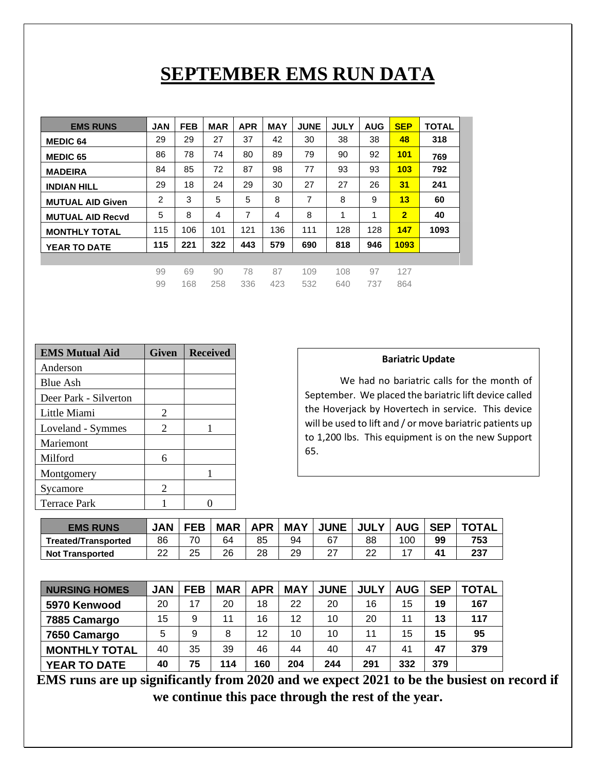# SEPTEMBER EMS RUN DATA

| EMS RUNS | JAN | FEB | MAR | APR | MAY | JUNE | JULY | AUG | SEP | TOTAL |
|---|---|---|---|---|---|---|---|---|---|---|
| MEDIC 64 | 29 | 29 | 27 | 37 | 42 | 30 | 38 | 38 | **48** | **318** |
| MEDIC 65 | 86 | 78 | 74 | 80 | 89 | 79 | 90 | 92 | **101** | **769** |
| MADEIRA | 84 | 85 | 72 | 87 | 98 | 77 | 93 | 93 | **103** | **792** |
| INDIAN HILL | 29 | 18 | 24 | 29 | 30 | 27 | 27 | 26 | **31** | **241** |
| MUTUAL AID Given | 2 | 3 | 5 | 5 | 8 | 7 | 8 | 9 | **13** | **60** |
| MUTUAL AID Recvd | 5 | 8 | 4 | 7 | 4 | 8 | 1 | 1 | **2** | **40** |
| MONTHLY TOTAL | 115 | 106 | 101 | 121 | 136 | 111 | 128 | 128 | **147** | **1093** |
| YEAR TO DATE | **115** | **221** | **322** | **443** | **579** | **690** | **818** | **946** | **1093** | |
| | 99 | 69 | 90 | 78 | 87 | 109 | 108 | 97 | 127 | |
| | 99 | 168 | 258 | 336 | 423 | 532 | 640 | 737 | 864 | |

| EMS Mutual Aid | Given | Received |
|---|---|---|
| Anderson | | |
| Blue Ash | | |
| Deer Park - Silverton | | |
| Little Miami | 2 | |
| Loveland - Symmes | 2 | 1 |
| Mariemont | | |
| Milford | 6 | |
| Montgomery | | 1 |
| Sycamore | 2 | |
| Terrace Park | 1 | 0 |

**Bariatric Update**

We had no bariatric calls for the month of September. We placed the bariatric lift device called the Hoverjack by Hovertech in service. This device will be used to lift and / or move bariatric patients up to 1,200 lbs. This equipment is on the new Support 65.

| EMS RUNS | JAN | FEB | MAR | APR | MAY | JUNE | JULY | AUG | SEP | TOTAL |
|---|---|---|---|---|---|---|---|---|---|---|
| Treated/Transported | 86 | 70 | 64 | 85 | 94 | 67 | 88 | 100 | **99** | **753** |
| Not Transported | 22 | 25 | 26 | 28 | 29 | 27 | 22 | 17 | **41** | **237** |

| NURSING HOMES | JAN | FEB | MAR | APR | MAY | JUNE | JULY | AUG | SEP | TOTAL |
|---|---|---|---|---|---|---|---|---|---|---|
| 5970 Kenwood | 20 | 17 | 20 | 18 | 22 | 20 | 16 | 15 | **19** | **167** |
| 7885 Camargo | 15 | 9 | 11 | 16 | 12 | 10 | 20 | 11 | **13** | **117** |
| 7650 Camargo | 5 | 9 | 8 | 12 | 10 | 10 | 11 | 15 | **15** | **95** |
| MONTHLY TOTAL | 40 | 35 | 39 | 46 | 44 | 40 | 47 | 41 | **47** | **379** |
| YEAR TO DATE | **40** | **75** | **114** | **160** | **204** | **244** | **291** | **332** | **379** | |

**EMS runs are up significantly from 2020 and we expect 2021 to be the busiest on record if we continue this pace through the rest of the year.**